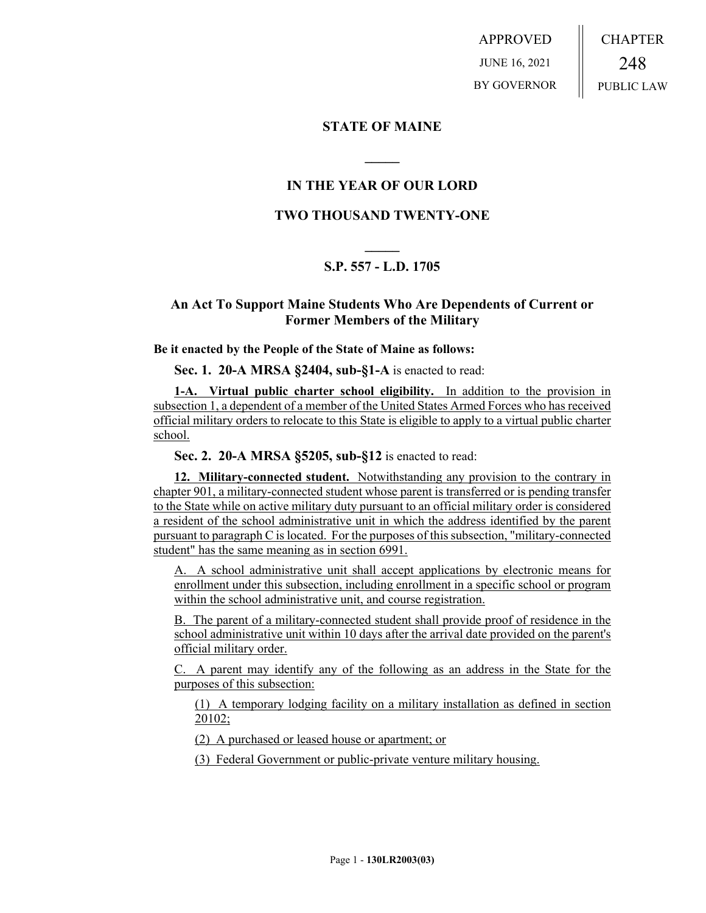APPROVED
JUNE 16, 2021
BY GOVERNOR

CHAPTER
248
PUBLIC LAW

## STATE OF MAINE

## IN THE YEAR OF OUR LORD

## TWO THOUSAND TWENTY-ONE

## S.P. 557 - L.D. 1705

### An Act To Support Maine Students Who Are Dependents of Current or Former Members of the Military

**Be it enacted by the People of the State of Maine as follows:**

**Sec. 1. 20-A MRSA §2404, sub-§1-A** is enacted to read:

**1-A. Virtual public charter school eligibility.** In addition to the provision in subsection 1, a dependent of a member of the United States Armed Forces who has received official military orders to relocate to this State is eligible to apply to a virtual public charter school.

**Sec. 2. 20-A MRSA §5205, sub-§12** is enacted to read:

**12. Military-connected student.** Notwithstanding any provision to the contrary in chapter 901, a military-connected student whose parent is transferred or is pending transfer to the State while on active military duty pursuant to an official military order is considered a resident of the school administrative unit in which the address identified by the parent pursuant to paragraph C is located. For the purposes of this subsection, "military-connected student" has the same meaning as in section 6991.

A. A school administrative unit shall accept applications by electronic means for enrollment under this subsection, including enrollment in a specific school or program within the school administrative unit, and course registration.

B. The parent of a military-connected student shall provide proof of residence in the school administrative unit within 10 days after the arrival date provided on the parent's official military order.

C. A parent may identify any of the following as an address in the State for the purposes of this subsection:

(1) A temporary lodging facility on a military installation as defined in section 20102;

(2) A purchased or leased house or apartment; or

(3) Federal Government or public-private venture military housing.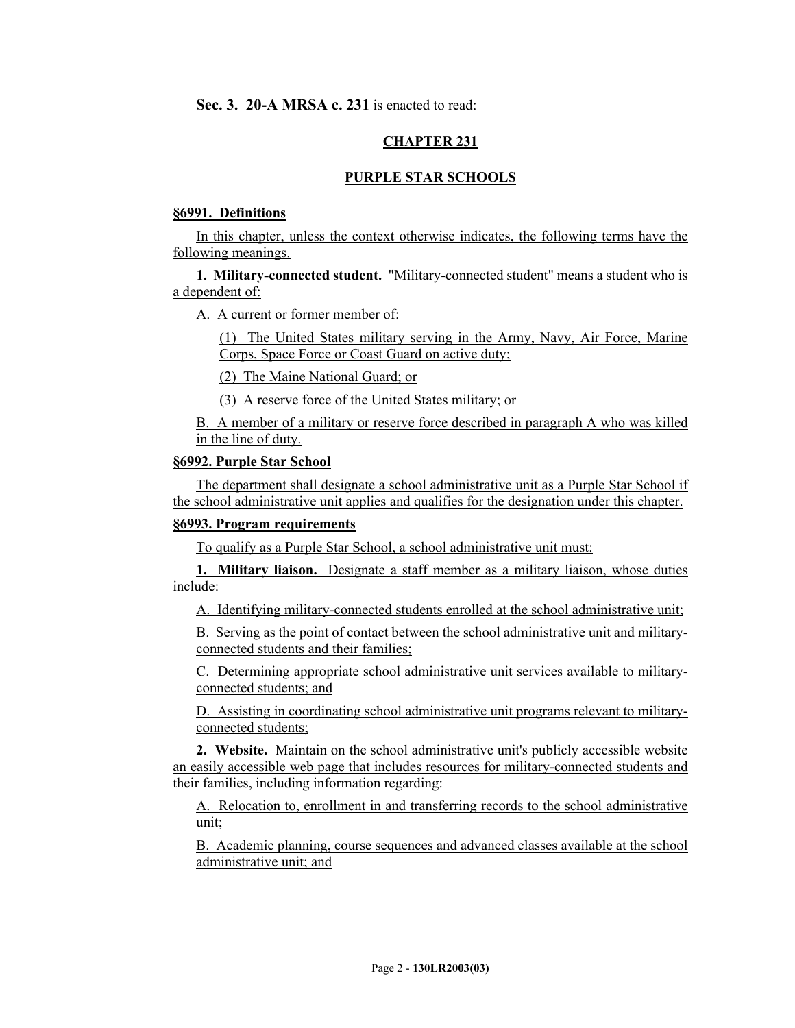**Sec. 3. 20-A MRSA c. 231** is enacted to read:

## CHAPTER 231

## PURPLE STAR SCHOOLS

### §6991. Definitions

In this chapter, unless the context otherwise indicates, the following terms have the following meanings.

**1. Military-connected student.** "Military-connected student" means a student who is a dependent of:

A. A current or former member of:

(1) The United States military serving in the Army, Navy, Air Force, Marine Corps, Space Force or Coast Guard on active duty;

(2) The Maine National Guard; or

(3) A reserve force of the United States military; or

B. A member of a military or reserve force described in paragraph A who was killed in the line of duty.

### §6992. Purple Star School

The department shall designate a school administrative unit as a Purple Star School if the school administrative unit applies and qualifies for the designation under this chapter.

### §6993. Program requirements

To qualify as a Purple Star School, a school administrative unit must:

**1. Military liaison.** Designate a staff member as a military liaison, whose duties include:

A. Identifying military-connected students enrolled at the school administrative unit;

B. Serving as the point of contact between the school administrative unit and military-connected students and their families;

C. Determining appropriate school administrative unit services available to military-connected students; and

D. Assisting in coordinating school administrative unit programs relevant to military-connected students;

**2. Website.** Maintain on the school administrative unit's publicly accessible website an easily accessible web page that includes resources for military-connected students and their families, including information regarding:

A. Relocation to, enrollment in and transferring records to the school administrative unit;

B. Academic planning, course sequences and advanced classes available at the school administrative unit; and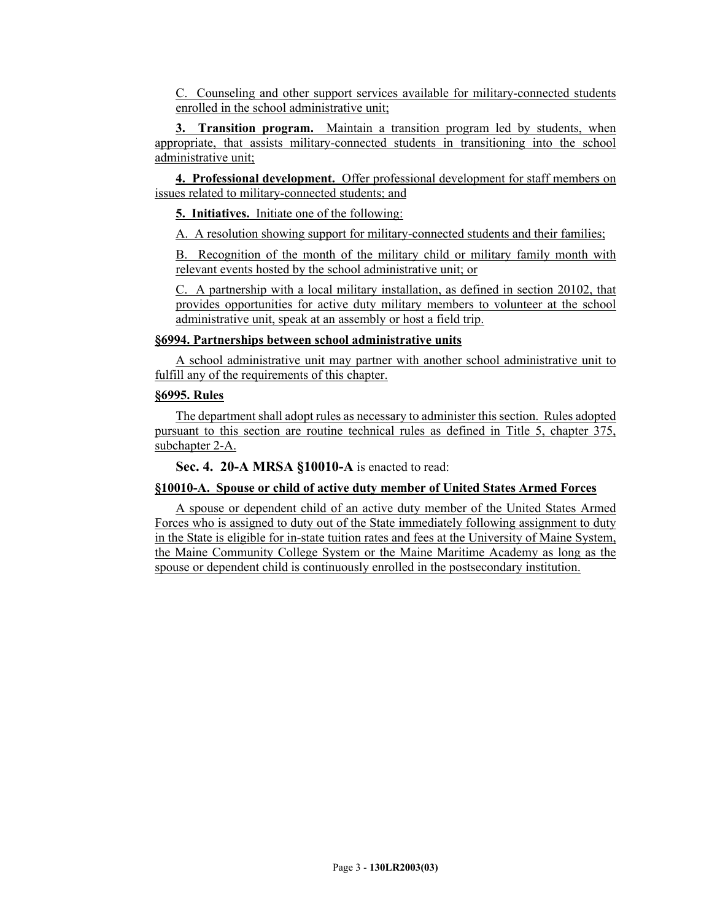C. Counseling and other support services available for military-connected students enrolled in the school administrative unit;

**3. Transition program.** Maintain a transition program led by students, when appropriate, that assists military-connected students in transitioning into the school administrative unit;

**4. Professional development.** Offer professional development for staff members on issues related to military-connected students; and

**5. Initiatives.** Initiate one of the following:

A. A resolution showing support for military-connected students and their families;

B. Recognition of the month of the military child or military family month with relevant events hosted by the school administrative unit; or

C. A partnership with a local military installation, as defined in section 20102, that provides opportunities for active duty military members to volunteer at the school administrative unit, speak at an assembly or host a field trip.

**§6994. Partnerships between school administrative units**

A school administrative unit may partner with another school administrative unit to fulfill any of the requirements of this chapter.

**§6995. Rules**

The department shall adopt rules as necessary to administer this section. Rules adopted pursuant to this section are routine technical rules as defined in Title 5, chapter 375, subchapter 2-A.

**Sec. 4. 20-A MRSA §10010-A** is enacted to read:

**§10010-A. Spouse or child of active duty member of United States Armed Forces**

A spouse or dependent child of an active duty member of the United States Armed Forces who is assigned to duty out of the State immediately following assignment to duty in the State is eligible for in-state tuition rates and fees at the University of Maine System, the Maine Community College System or the Maine Maritime Academy as long as the spouse or dependent child is continuously enrolled in the postsecondary institution.